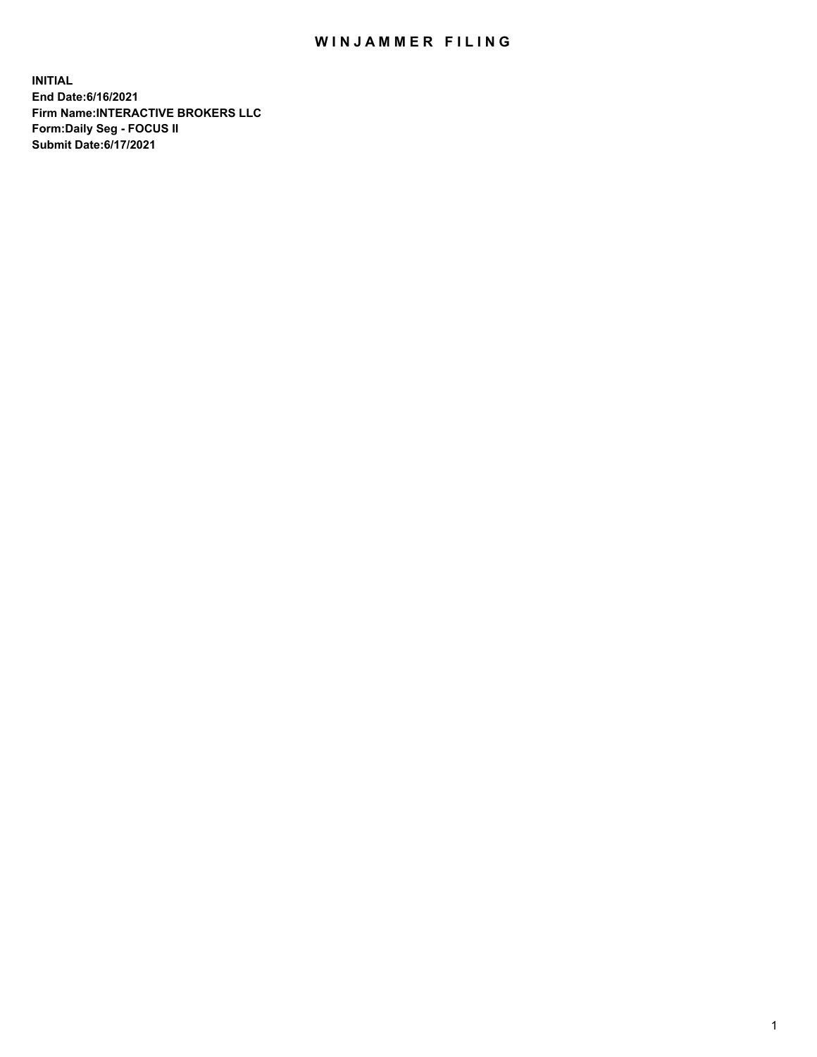# WINJAMMER FILING

**INITIAL**
**End Date:6/16/2021**
**Firm Name:INTERACTIVE BROKERS LLC**
**Form:Daily Seg - FOCUS II**
**Submit Date:6/17/2021**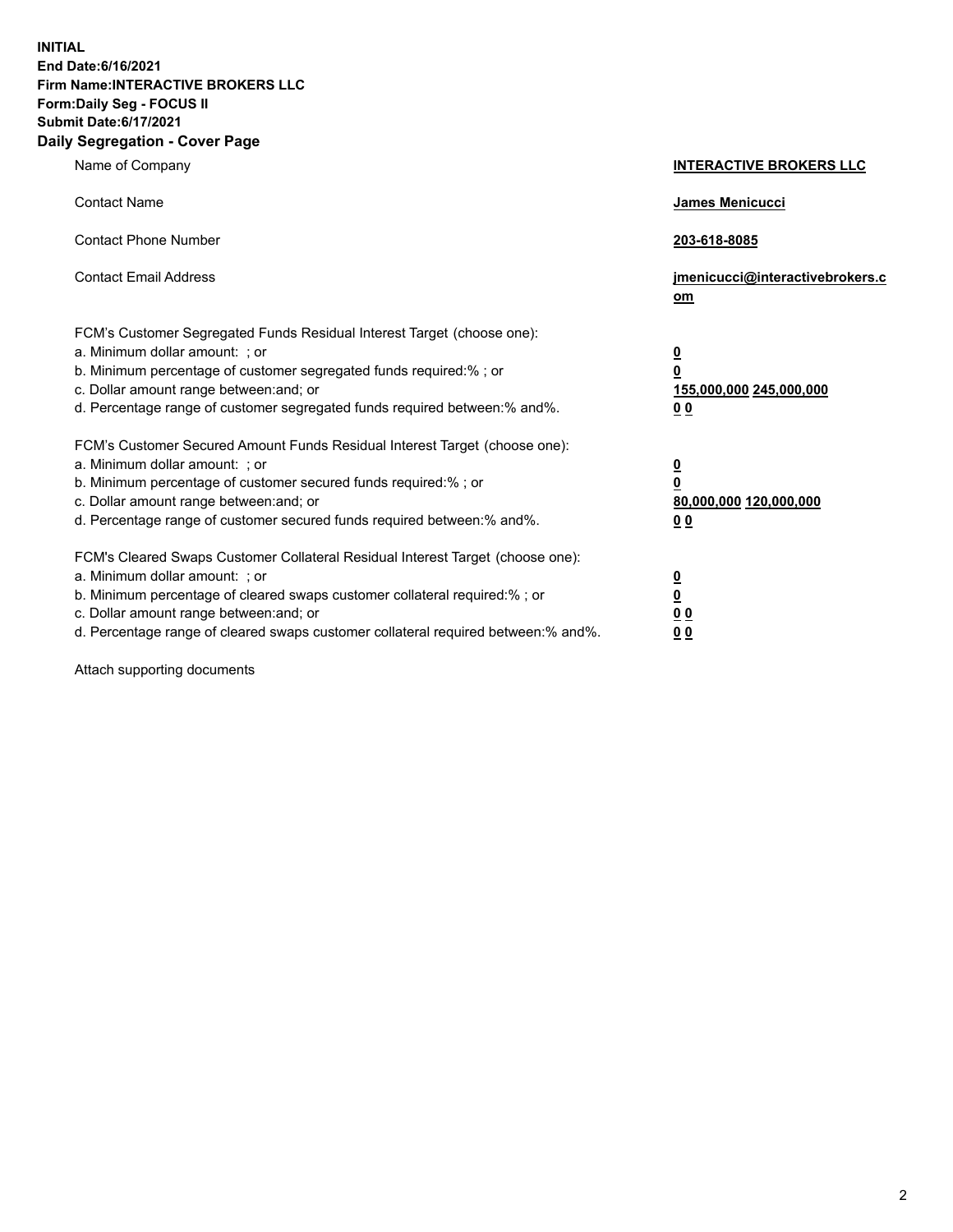**INITIAL**
**End Date:6/16/2021**
**Firm Name:INTERACTIVE BROKERS LLC**
**Form:Daily Seg - FOCUS II**
**Submit Date:6/17/2021**

## Daily Segregation - Cover Page

| | |
|---|---|
| Name of Company | **INTERACTIVE BROKERS LLC** |
| Contact Name | **James Menicucci** |
| Contact Phone Number | **203-618-8085** |
| Contact Email Address | **jmenicucci@interactivebrokers.com** |

FCM's Customer Segregated Funds Residual Interest Target (choose one):

| | |
|---|---|
| a. Minimum dollar amount: ; or | **0** |
| b. Minimum percentage of customer segregated funds required:% ; or | **0** |
| c. Dollar amount range between:and; or | **155,000,000 245,000,000** |
| d. Percentage range of customer segregated funds required between:% and%. | **0 0** |

FCM's Customer Secured Amount Funds Residual Interest Target (choose one):

| | |
|---|---|
| a. Minimum dollar amount: ; or | **0** |
| b. Minimum percentage of customer secured funds required:% ; or | **0** |
| c. Dollar amount range between:and; or | **80,000,000 120,000,000** |
| d. Percentage range of customer secured funds required between:% and%. | **0 0** |

FCM's Cleared Swaps Customer Collateral Residual Interest Target (choose one):

| | |
|---|---|
| a. Minimum dollar amount: ; or | **0** |
| b. Minimum percentage of cleared swaps customer collateral required:% ; or | **0** |
| c. Dollar amount range between:and; or | **0 0** |
| d. Percentage range of cleared swaps customer collateral required between:% and%. | **0 0** |

Attach supporting documents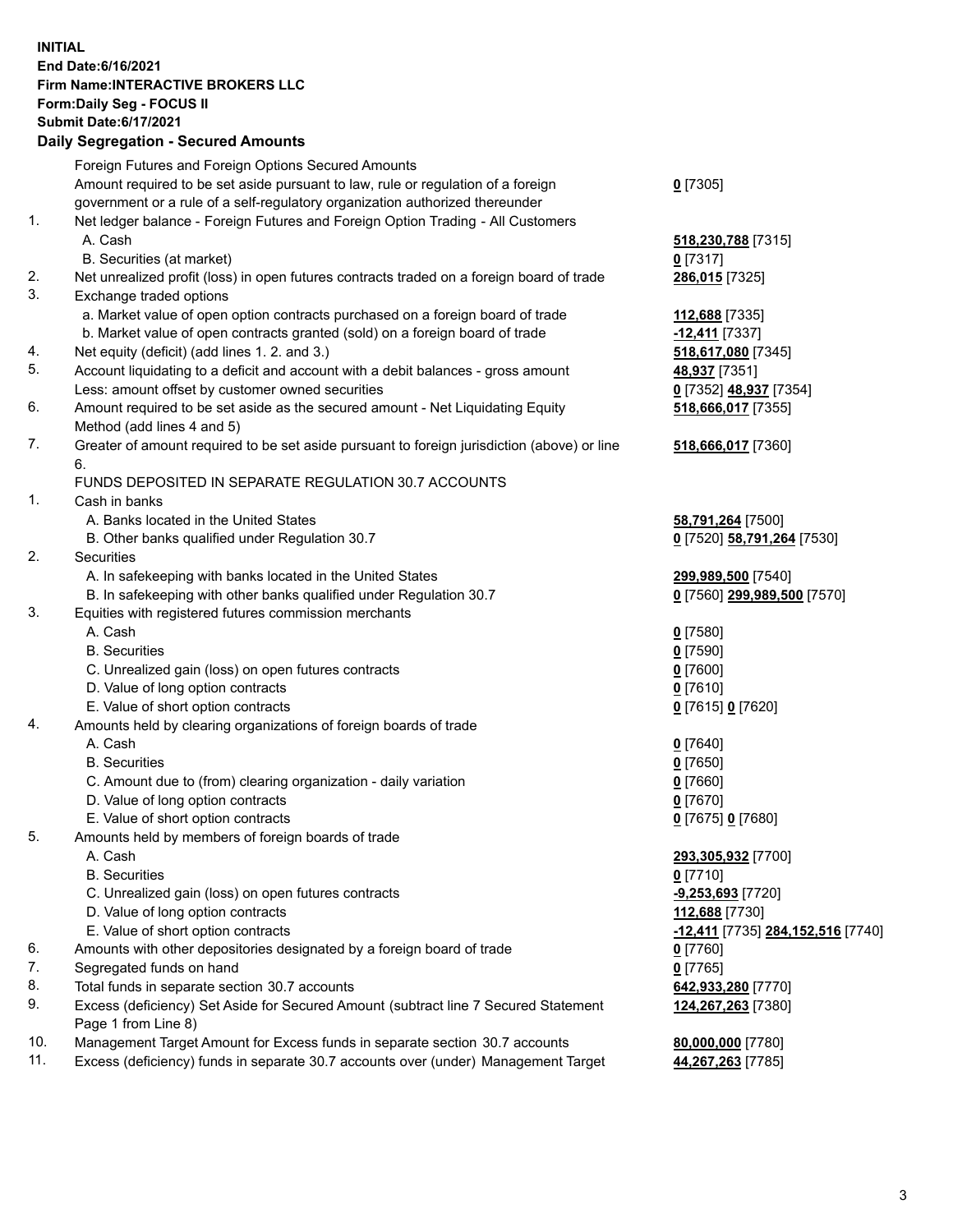**INITIAL**
**End Date:6/16/2021**
**Firm Name:INTERACTIVE BROKERS LLC**
**Form:Daily Seg - FOCUS II**
**Submit Date:6/17/2021**
**Daily Segregation - Secured Amounts**

| | | |
|---|---|---|
| | Foreign Futures and Foreign Options Secured Amounts | |
| | Amount required to be set aside pursuant to law, rule or regulation of a foreign government or a rule of a self-regulatory organization authorized thereunder | **0** [7305] |
| 1. | Net ledger balance - Foreign Futures and Foreign Option Trading - All Customers | |
| | A. Cash | **518,230,788** [7315] |
| | B. Securities (at market) | **0** [7317] |
| 2. | Net unrealized profit (loss) in open futures contracts traded on a foreign board of trade | **286,015** [7325] |
| 3. | Exchange traded options | |
| | a. Market value of open option contracts purchased on a foreign board of trade | **112,688** [7335] |
| | b. Market value of open contracts granted (sold) on a foreign board of trade | **-12,411** [7337] |
| 4. | Net equity (deficit) (add lines 1. 2. and 3.) | **518,617,080** [7345] |
| 5. | Account liquidating to a deficit and account with a debit balances - gross amount | **48,937** [7351] |
| | Less: amount offset by customer owned securities | **0** [7352] **48,937** [7354] |
| 6. | Amount required to be set aside as the secured amount - Net Liquidating Equity Method (add lines 4 and 5) | **518,666,017** [7355] |
| 7. | Greater of amount required to be set aside pursuant to foreign jurisdiction (above) or line 6. | **518,666,017** [7360] |
| | FUNDS DEPOSITED IN SEPARATE REGULATION 30.7 ACCOUNTS | |
| 1. | Cash in banks | |
| | A. Banks located in the United States | **58,791,264** [7500] |
| | B. Other banks qualified under Regulation 30.7 | **0** [7520] **58,791,264** [7530] |
| 2. | Securities | |
| | A. In safekeeping with banks located in the United States | **299,989,500** [7540] |
| | B. In safekeeping with other banks qualified under Regulation 30.7 | **0** [7560] **299,989,500** [7570] |
| 3. | Equities with registered futures commission merchants | |
| | A. Cash | **0** [7580] |
| | B. Securities | **0** [7590] |
| | C. Unrealized gain (loss) on open futures contracts | **0** [7600] |
| | D. Value of long option contracts | **0** [7610] |
| | E. Value of short option contracts | **0** [7615] **0** [7620] |
| 4. | Amounts held by clearing organizations of foreign boards of trade | |
| | A. Cash | **0** [7640] |
| | B. Securities | **0** [7650] |
| | C. Amount due to (from) clearing organization - daily variation | **0** [7660] |
| | D. Value of long option contracts | **0** [7670] |
| | E. Value of short option contracts | **0** [7675] **0** [7680] |
| 5. | Amounts held by members of foreign boards of trade | |
| | A. Cash | **293,305,932** [7700] |
| | B. Securities | **0** [7710] |
| | C. Unrealized gain (loss) on open futures contracts | **-9,253,693** [7720] |
| | D. Value of long option contracts | **112,688** [7730] |
| | E. Value of short option contracts | **-12,411** [7735] **284,152,516** [7740] |
| 6. | Amounts with other depositories designated by a foreign board of trade | **0** [7760] |
| 7. | Segregated funds on hand | **0** [7765] |
| 8. | Total funds in separate section 30.7 accounts | **642,933,280** [7770] |
| 9. | Excess (deficiency) Set Aside for Secured Amount (subtract line 7 Secured Statement Page 1 from Line 8) | **124,267,263** [7380] |
| 10. | Management Target Amount for Excess funds in separate section 30.7 accounts | **80,000,000** [7780] |
| 11. | Excess (deficiency) funds in separate 30.7 accounts over (under) Management Target | **44,267,263** [7785] |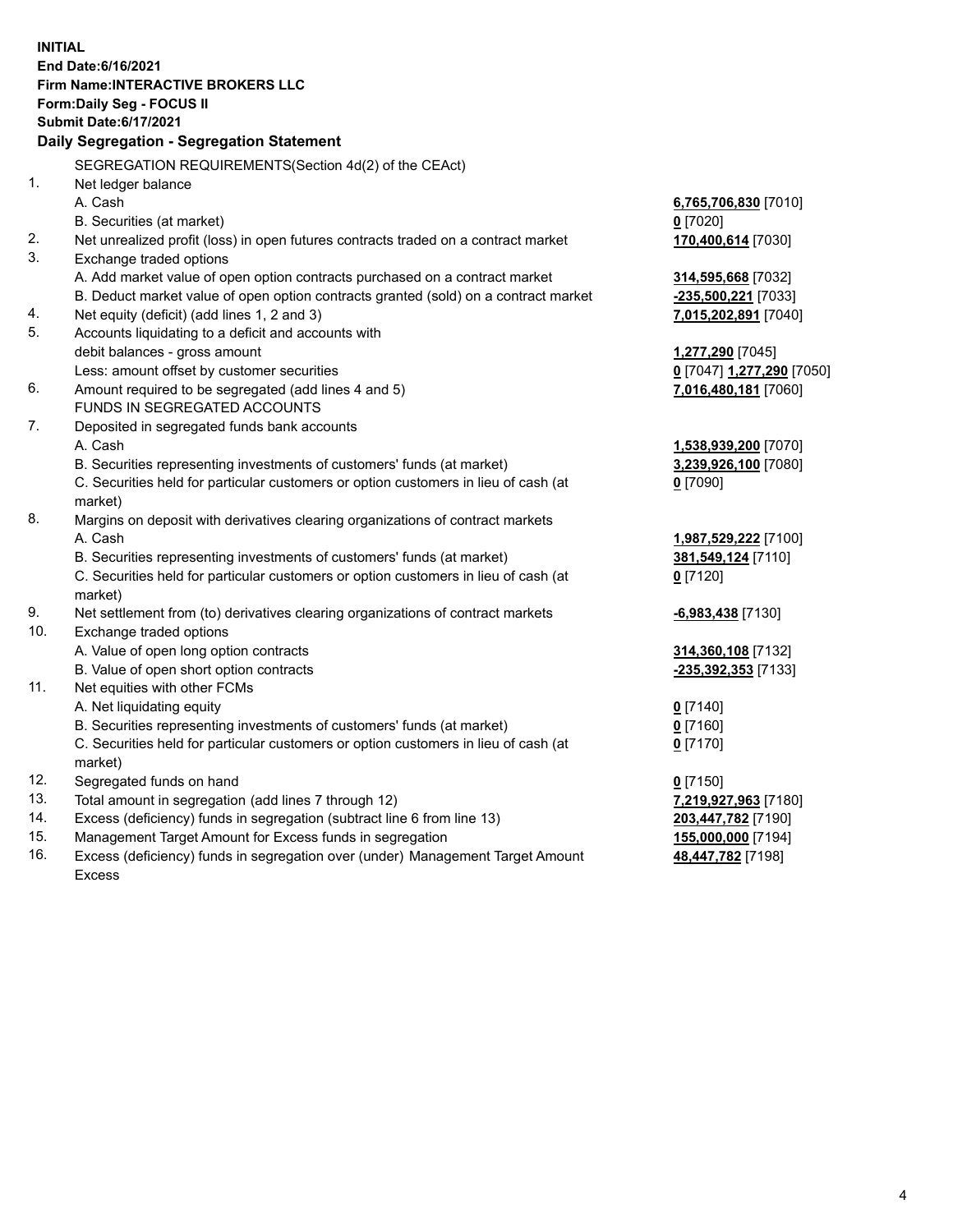**INITIAL**
**End Date:6/16/2021**
**Firm Name:INTERACTIVE BROKERS LLC**
**Form:Daily Seg - FOCUS II**
**Submit Date:6/17/2021**

**Daily Segregation - Segregation Statement**

SEGREGATION REQUIREMENTS(Section 4d(2) of the CEAct)

| | | |
|---|---|---|
| 1. | Net ledger balance | |
| | A. Cash | **6,765,706,830** [7010] |
| | B. Securities (at market) | **0** [7020] |
| 2. | Net unrealized profit (loss) in open futures contracts traded on a contract market | **170,400,614** [7030] |
| 3. | Exchange traded options | |
| | A. Add market value of open option contracts purchased on a contract market | **314,595,668** [7032] |
| | B. Deduct market value of open option contracts granted (sold) on a contract market | **-235,500,221** [7033] |
| 4. | Net equity (deficit) (add lines 1, 2 and 3) | **7,015,202,891** [7040] |
| 5. | Accounts liquidating to a deficit and accounts with debit balances - gross amount | **1,277,290** [7045] |
| | Less: amount offset by customer securities | **0** [7047] **1,277,290** [7050] |
| 6. | Amount required to be segregated (add lines 4 and 5) | **7,016,480,181** [7060] |
| | FUNDS IN SEGREGATED ACCOUNTS | |
| 7. | Deposited in segregated funds bank accounts | |
| | A. Cash | **1,538,939,200** [7070] |
| | B. Securities representing investments of customers' funds (at market) | **3,239,926,100** [7080] |
| | C. Securities held for particular customers or option customers in lieu of cash (at market) | **0** [7090] |
| 8. | Margins on deposit with derivatives clearing organizations of contract markets | |
| | A. Cash | **1,987,529,222** [7100] |
| | B. Securities representing investments of customers' funds (at market) | **381,549,124** [7110] |
| | C. Securities held for particular customers or option customers in lieu of cash (at market) | **0** [7120] |
| 9. | Net settlement from (to) derivatives clearing organizations of contract markets | **-6,983,438** [7130] |
| 10. | Exchange traded options | |
| | A. Value of open long option contracts | **314,360,108** [7132] |
| | B. Value of open short option contracts | **-235,392,353** [7133] |
| 11. | Net equities with other FCMs | |
| | A. Net liquidating equity | **0** [7140] |
| | B. Securities representing investments of customers' funds (at market) | **0** [7160] |
| | C. Securities held for particular customers or option customers in lieu of cash (at market) | **0** [7170] |
| 12. | Segregated funds on hand | **0** [7150] |
| 13. | Total amount in segregation (add lines 7 through 12) | **7,219,927,963** [7180] |
| 14. | Excess (deficiency) funds in segregation (subtract line 6 from line 13) | **203,447,782** [7190] |
| 15. | Management Target Amount for Excess funds in segregation | **155,000,000** [7194] |
| 16. | Excess (deficiency) funds in segregation over (under) Management Target Amount Excess | **48,447,782** [7198] |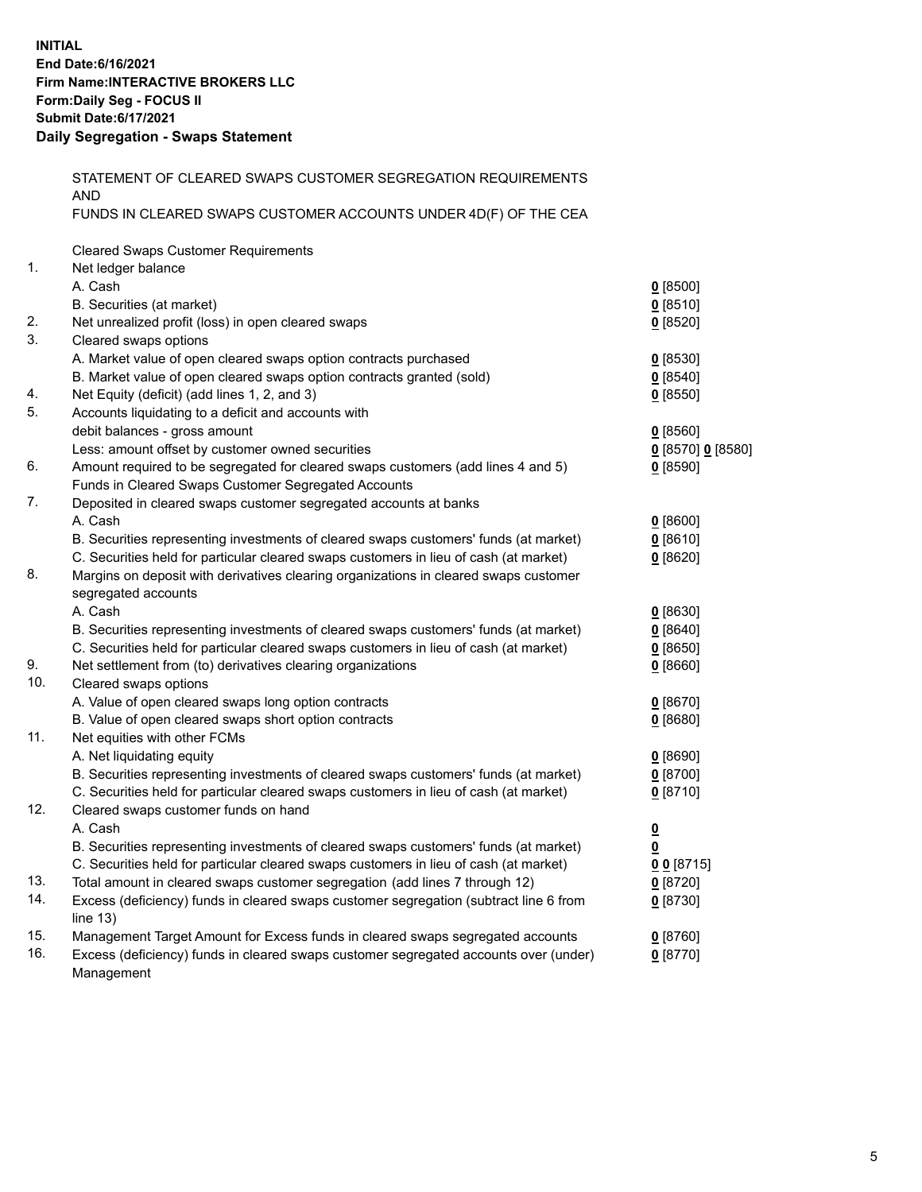**INITIAL**
**End Date:6/16/2021**
**Firm Name:INTERACTIVE BROKERS LLC**
**Form:Daily Seg - FOCUS II**
**Submit Date:6/17/2021**
**Daily Segregation - Swaps Statement**

STATEMENT OF CLEARED SWAPS CUSTOMER SEGREGATION REQUIREMENTS AND FUNDS IN CLEARED SWAPS CUSTOMER ACCOUNTS UNDER 4D(F) OF THE CEA

| | | |
|---|---|---|
| | Cleared Swaps Customer Requirements | |
| 1. | Net ledger balance | |
| | A. Cash | 0 [8500] |
| | B. Securities (at market) | 0 [8510] |
| 2. | Net unrealized profit (loss) in open cleared swaps | 0 [8520] |
| 3. | Cleared swaps options | |
| | A. Market value of open cleared swaps option contracts purchased | 0 [8530] |
| | B. Market value of open cleared swaps option contracts granted (sold) | 0 [8540] |
| 4. | Net Equity (deficit) (add lines 1, 2, and 3) | 0 [8550] |
| 5. | Accounts liquidating to a deficit and accounts with debit balances - gross amount | 0 [8560] |
| | Less: amount offset by customer owned securities | 0 [8570] 0 [8580] |
| 6. | Amount required to be segregated for cleared swaps customers (add lines 4 and 5) | 0 [8590] |
| | Funds in Cleared Swaps Customer Segregated Accounts | |
| 7. | Deposited in cleared swaps customer segregated accounts at banks | |
| | A. Cash | 0 [8600] |
| | B. Securities representing investments of cleared swaps customers' funds (at market) | 0 [8610] |
| | C. Securities held for particular cleared swaps customers in lieu of cash (at market) | 0 [8620] |
| 8. | Margins on deposit with derivatives clearing organizations in cleared swaps customer segregated accounts | |
| | A. Cash | 0 [8630] |
| | B. Securities representing investments of cleared swaps customers' funds (at market) | 0 [8640] |
| | C. Securities held for particular cleared swaps customers in lieu of cash (at market) | 0 [8650] |
| 9. | Net settlement from (to) derivatives clearing organizations | 0 [8660] |
| 10. | Cleared swaps options | |
| | A. Value of open cleared swaps long option contracts | 0 [8670] |
| | B. Value of open cleared swaps short option contracts | 0 [8680] |
| 11. | Net equities with other FCMs | |
| | A. Net liquidating equity | 0 [8690] |
| | B. Securities representing investments of cleared swaps customers' funds (at market) | 0 [8700] |
| | C. Securities held for particular cleared swaps customers in lieu of cash (at market) | 0 [8710] |
| 12. | Cleared swaps customer funds on hand | |
| | A. Cash | 0 |
| | B. Securities representing investments of cleared swaps customers' funds (at market) | 0 |
| | C. Securities held for particular cleared swaps customers in lieu of cash (at market) | 0 0 [8715] |
| 13. | Total amount in cleared swaps customer segregation (add lines 7 through 12) | 0 [8720] |
| 14. | Excess (deficiency) funds in cleared swaps customer segregation (subtract line 6 from line 13) | 0 [8730] |
| 15. | Management Target Amount for Excess funds in cleared swaps segregated accounts | 0 [8760] |
| 16. | Excess (deficiency) funds in cleared swaps customer segregated accounts over (under) Management | 0 [8770] |